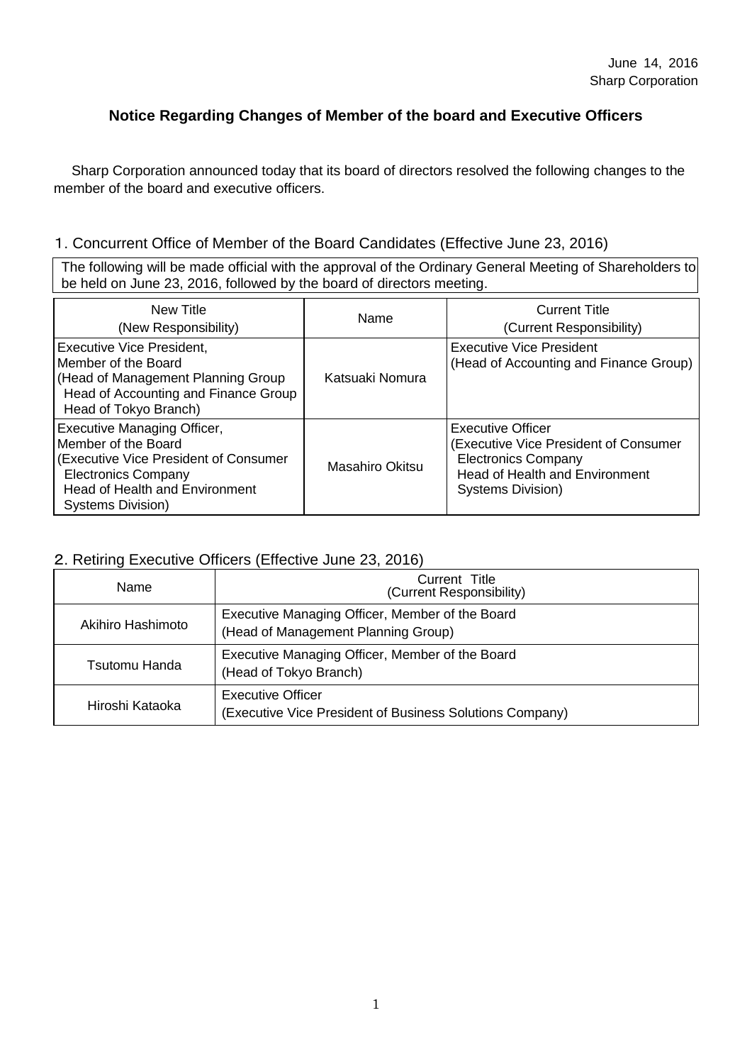June 14, 2016
Sharp Corporation

# Notice Regarding Changes of Member of the board and Executive Officers

Sharp Corporation announced today that its board of directors resolved the following changes to the member of the board and executive officers.

## 1. Concurrent Office of Member of the Board Candidates (Effective June 23, 2016)

The following will be made official with the approval of the Ordinary General Meeting of Shareholders to be held on June 23, 2016, followed by the board of directors meeting.

| New Title (New Responsibility) | Name | Current Title (Current Responsibility) |
|---|---|---|
| Executive Vice President, Member of the Board (Head of Management Planning Group Head of Accounting and Finance Group Head of Tokyo Branch) | Katsuaki Nomura | Executive Vice President (Head of Accounting and Finance Group) |
| Executive Managing Officer, Member of the Board (Executive Vice President of Consumer Electronics Company Head of Health and Environment Systems Division) | Masahiro Okitsu | Executive Officer (Executive Vice President of Consumer Electronics Company Head of Health and Environment Systems Division) |

## 2. Retiring Executive Officers (Effective June 23, 2016)

| Name | Current Title (Current Responsibility) |
|---|---|
| Akihiro Hashimoto | Executive Managing Officer, Member of the Board (Head of Management Planning Group) |
| Tsutomu Handa | Executive Managing Officer, Member of the Board (Head of Tokyo Branch) |
| Hiroshi Kataoka | Executive Officer (Executive Vice President of Business Solutions Company) |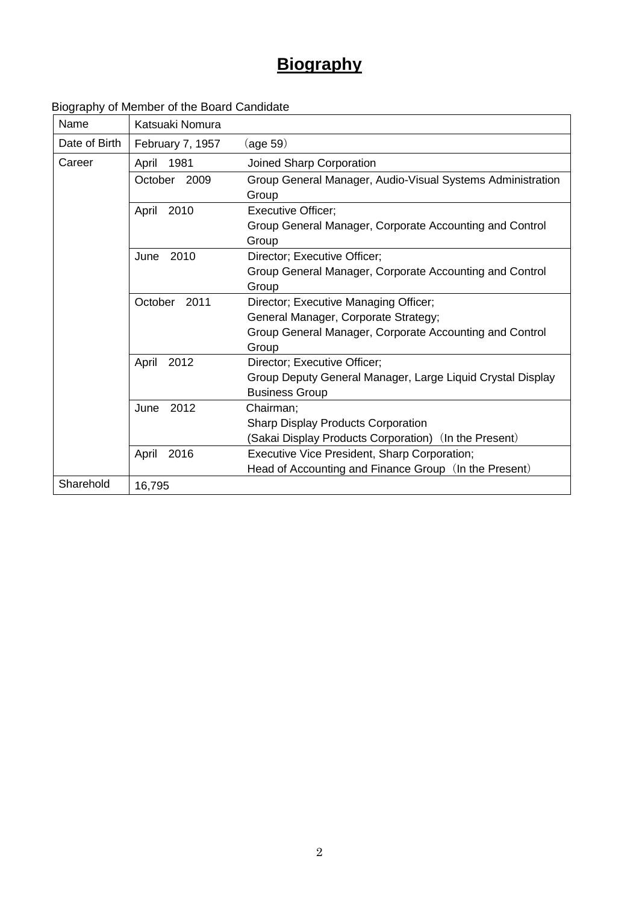# Biography

Biography of Member of the Board Candidate

| | | |
|---|---|---|
| Name | Katsuaki Nomura | |
| Date of Birth | February 7, 1957 （age 59） | |
| Career | April 1981 | Joined Sharp Corporation |
| | October 2009 | Group General Manager, Audio-Visual Systems Administration Group |
| | April 2010 | Executive Officer;<br>Group General Manager, Corporate Accounting and Control Group |
| | June 2010 | Director; Executive Officer;<br>Group General Manager, Corporate Accounting and Control Group |
| | October 2011 | Director; Executive Managing Officer;<br>General Manager, Corporate Strategy;<br>Group General Manager, Corporate Accounting and Control Group |
| | April 2012 | Director; Executive Officer;<br>Group Deputy General Manager, Large Liquid Crystal Display Business Group |
| | June 2012 | Chairman;<br>Sharp Display Products Corporation<br>(Sakai Display Products Corporation)（In the Present） |
| | April 2016 | Executive Vice President, Sharp Corporation;<br>Head of Accounting and Finance Group（In the Present） |
| Sharehold | 16,795 | |